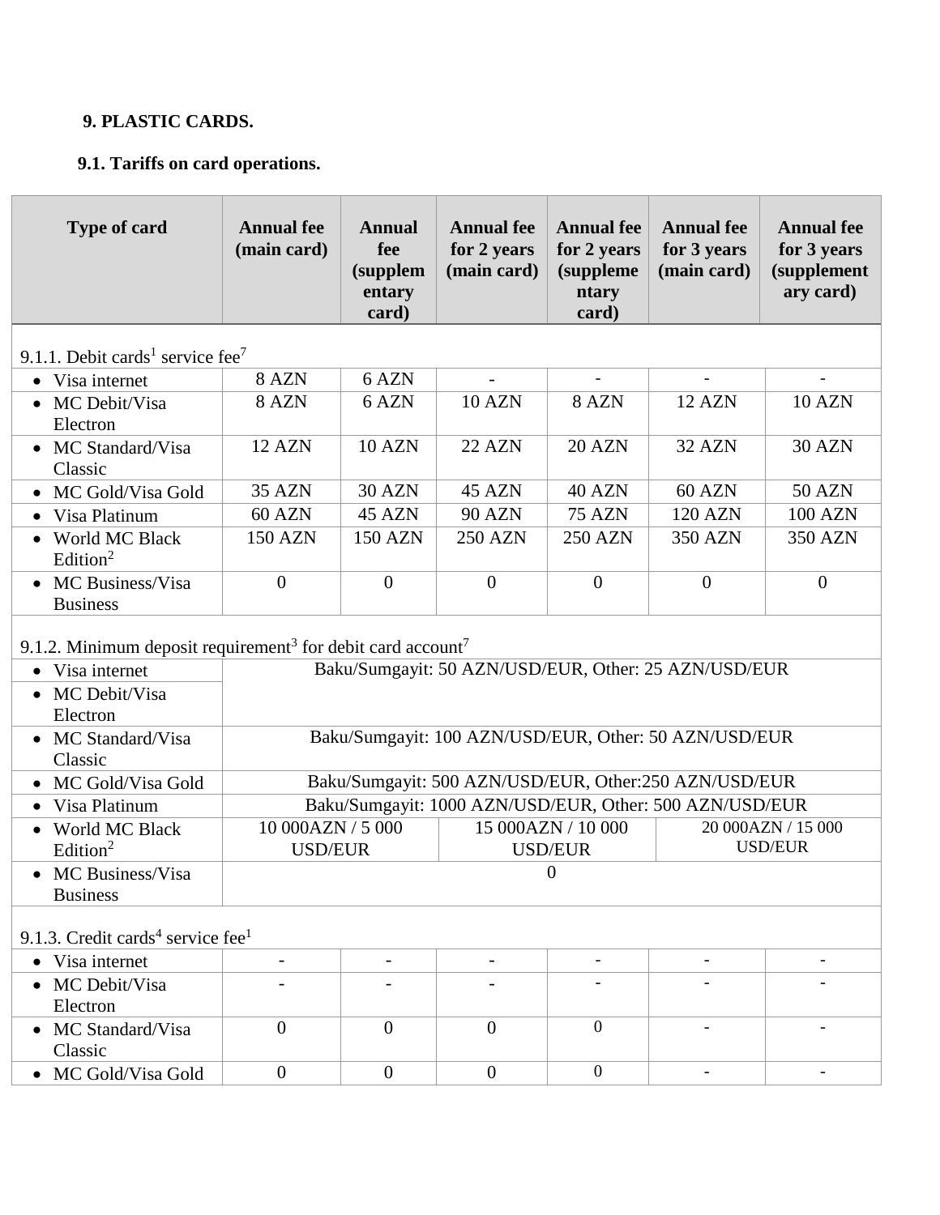## 9. PLASTIC CARDS.

### 9.1. Tariffs on card operations.

| Type of card | Annual fee (main card) | Annual fee (supplementary card) | Annual fee for 2 years (main card) | Annual fee for 2 years (supplementary card) | Annual fee for 3 years (main card) | Annual fee for 3 years (supplementary card) |
|---|---|---|---|---|---|---|
| 9.1.1. Debit cards[1] service fee[7] | | | | | | |
| • Visa internet | 8 AZN | 6 AZN | - | - | - | - |
| • MC Debit/Visa Electron | 8 AZN | 6 AZN | 10 AZN | 8 AZN | 12 AZN | 10 AZN |
| • MC Standard/Visa Classic | 12 AZN | 10 AZN | 22 AZN | 20 AZN | 32 AZN | 30 AZN |
| • MC Gold/Visa Gold | 35 AZN | 30 AZN | 45 AZN | 40 AZN | 60 AZN | 50 AZN |
| • Visa Platinum | 60 AZN | 45 AZN | 90 AZN | 75 AZN | 120 AZN | 100 AZN |
| • World MC Black Edition[2] | 150 AZN | 150 AZN | 250 AZN | 250 AZN | 350 AZN | 350 AZN |
| • MC Business/Visa Business | 0 | 0 | 0 | 0 | 0 | 0 |
| 9.1.2. Minimum deposit requirement[3] for debit card account[7] | | | | | | |
| • Visa internet | Baku/Sumgayit: 50 AZN/USD/EUR, Other: 25 AZN/USD/EUR | | | | | |
| • MC Debit/Visa Electron | | | | | | |
| • MC Standard/Visa Classic | Baku/Sumgayit: 100 AZN/USD/EUR, Other: 50 AZN/USD/EUR | | | | | |
| • MC Gold/Visa Gold | Baku/Sumgayit: 500 AZN/USD/EUR, Other:250 AZN/USD/EUR | | | | | |
| • Visa Platinum | Baku/Sumgayit: 1000 AZN/USD/EUR, Other: 500 AZN/USD/EUR | | | | | |
| • World MC Black Edition[2] | 10 000AZN / 5 000 USD/EUR | | 15 000AZN / 10 000 USD/EUR | | 20 000AZN / 15 000 USD/EUR | |
| • MC Business/Visa Business | 0 | | | | | |
| 9.1.3. Credit cards[4] service fee[1] | | | | | | |
| • Visa internet | - | - | - | - | - | - |
| • MC Debit/Visa Electron | - | - | - | - | - | - |
| • MC Standard/Visa Classic | 0 | 0 | 0 | 0 | - | - |
| • MC Gold/Visa Gold | 0 | 0 | 0 | 0 | - | - |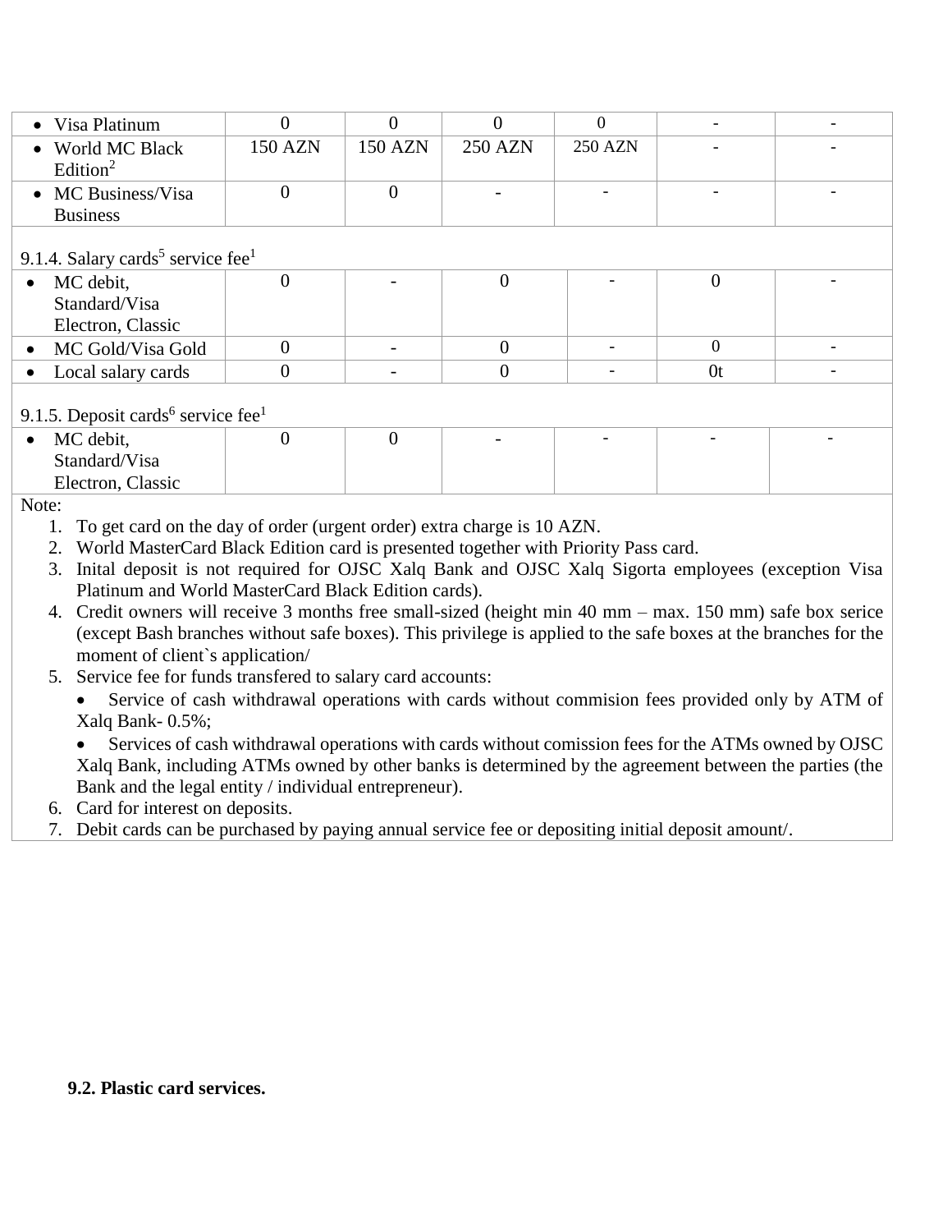| | | | | | | |
|---|---|---|---|---|---|---|
| • Visa Platinum | 0 | 0 | 0 | 0 | - | - |
| • World MC Black Edition[2] | 150 AZN | 150 AZN | 250 AZN | 250 AZN | - | - |
| • MC Business/Visa Business | 0 | 0 | - | - | - | - |
| 9.1.4. Salary cards[5] service fee[1] | | | | | | |
| • MC debit, Standard/Visa Electron, Classic | 0 | - | 0 | - | 0 | - |
| • MC Gold/Visa Gold | 0 | - | 0 | - | 0 | - |
| • Local salary cards | 0 | - | 0 | - | 0t | - |
| 9.1.5. Deposit cards[6] service fee[1] | | | | | | |
| • MC debit, Standard/Visa Electron, Classic | 0 | 0 | - | - | - | - |

Note:

1. To get card on the day of order (urgent order) extra charge is 10 AZN.
2. World MasterCard Black Edition card is presented together with Priority Pass card.
3. Inital deposit is not required for OJSC Xalq Bank and OJSC Xalq Sigorta employees (exception Visa Platinum and World MasterCard Black Edition cards).
4. Credit owners will receive 3 months free small-sized (height min 40 mm – max. 150 mm) safe box serice (except Bash branches without safe boxes). This privilege is applied to the safe boxes at the branches for the moment of client`s application/
5. Service fee for funds transfered to salary card accounts:
   - Service of cash withdrawal operations with cards without commision fees provided only by ATM of Xalq Bank- 0.5%;
   - Services of cash withdrawal operations with cards without comission fees for the ATMs owned by OJSC Xalq Bank, including ATMs owned by other banks is determined by the agreement between the parties (the Bank and the legal entity / individual entrepreneur).
6. Card for interest on deposits.
7. Debit cards can be purchased by paying annual service fee or depositing initial deposit amount/.

**9.2. Plastic card services.**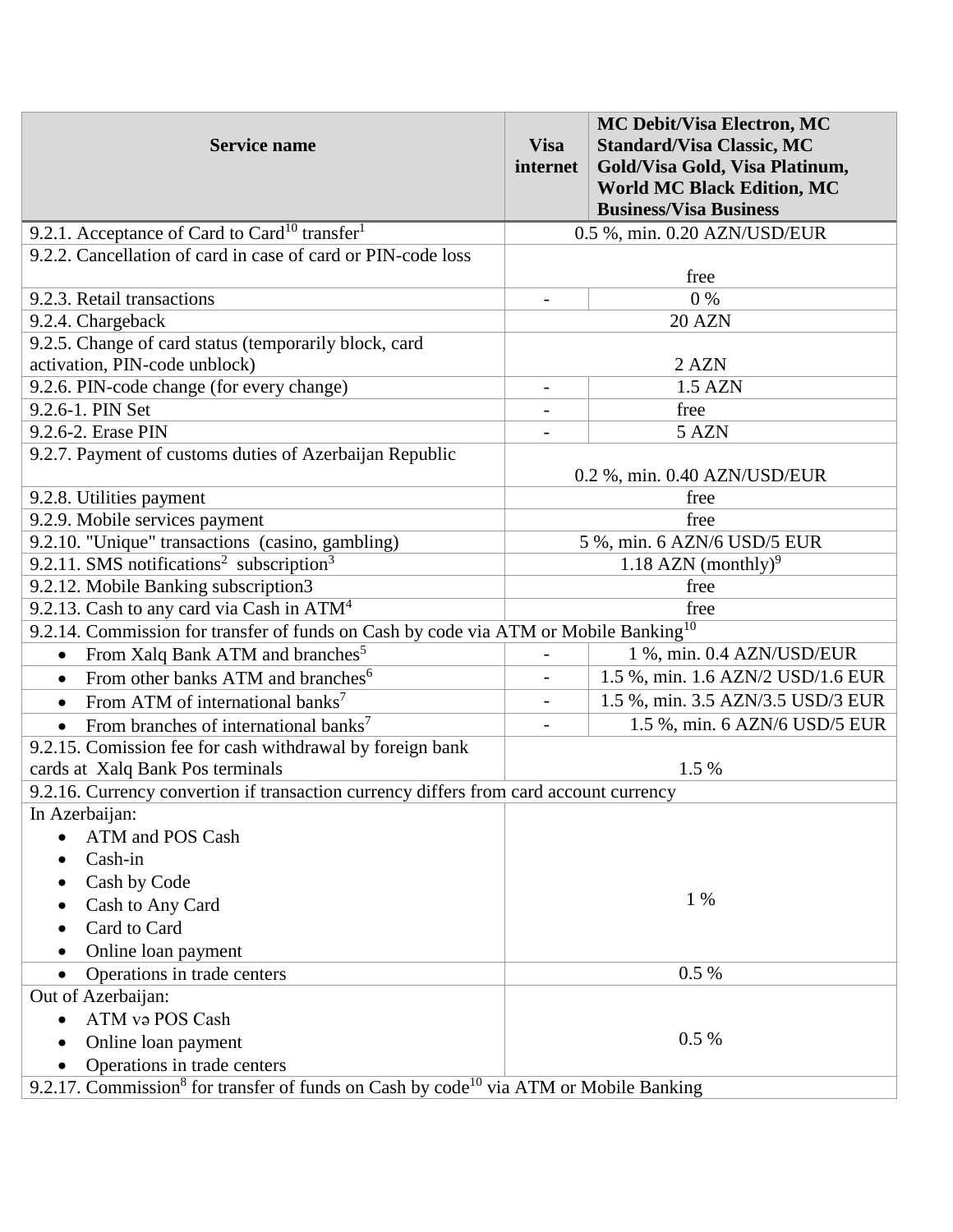| Service name | Visa internet | MC Debit/Visa Electron, MC Standard/Visa Classic, MC Gold/Visa Gold, Visa Platinum, World MC Black Edition, MC Business/Visa Business |
|---|---|---|
| 9.2.1. Acceptance of Card to Card[10] transfer[1] | 0.5 %, min. 0.20 AZN/USD/EUR | |
| 9.2.2. Cancellation of card in case of card or PIN-code loss | free | |
| 9.2.3. Retail transactions | - | 0 % |
| 9.2.4. Chargeback | 20 AZN | |
| 9.2.5. Change of card status (temporarily block, card activation, PIN-code unblock) | 2 AZN | |
| 9.2.6. PIN-code change (for every change) | - | 1.5 AZN |
| 9.2.6-1. PIN Set | - | free |
| 9.2.6-2. Erase PIN | - | 5 AZN |
| 9.2.7. Payment of customs duties of Azerbaijan Republic | 0.2 %, min. 0.40 AZN/USD/EUR | |
| 9.2.8. Utilities payment | free | |
| 9.2.9. Mobile services payment | free | |
| 9.2.10. "Unique" transactions (casino, gambling) | 5 %, min. 6 AZN/6 USD/5 EUR | |
| 9.2.11. SMS notifications[2] subscription[3] | 1.18 AZN (monthly)[9] | |
| 9.2.12. Mobile Banking subscription3 | free | |
| 9.2.13. Cash to any card via Cash in ATM[4] | free | |
| 9.2.14. Commission for transfer of funds on Cash by code via ATM or Mobile Banking[10] | | |
| • From Xalq Bank ATM and branches[5] | - | 1 %, min. 0.4 AZN/USD/EUR |
| • From other banks ATM and branches[6] | - | 1.5 %, min. 1.6 AZN/2 USD/1.6 EUR |
| • From ATM of international banks[7] | - | 1.5 %, min. 3.5 AZN/3.5 USD/3 EUR |
| • From branches of international banks[7] | - | 1.5 %, min. 6 AZN/6 USD/5 EUR |
| 9.2.15. Comission fee for cash withdrawal by foreign bank cards at Xalq Bank Pos terminals | 1.5 % | |
| 9.2.16. Currency convertion if transaction currency differs from card account currency | | |
| In Azerbaijan:<br>• ATM and POS Cash<br>• Cash-in<br>• Cash by Code<br>• Cash to Any Card<br>• Card to Card<br>• Online loan payment | 1 % | |
| • Operations in trade centers | 0.5 % | |
| Out of Azerbaijan:<br>• ATM və POS Cash<br>• Online loan payment<br>• Operations in trade centers | 0.5 % | |
| 9.2.17. Commission[8] for transfer of funds on Cash by code[10] via ATM or Mobile Banking | | |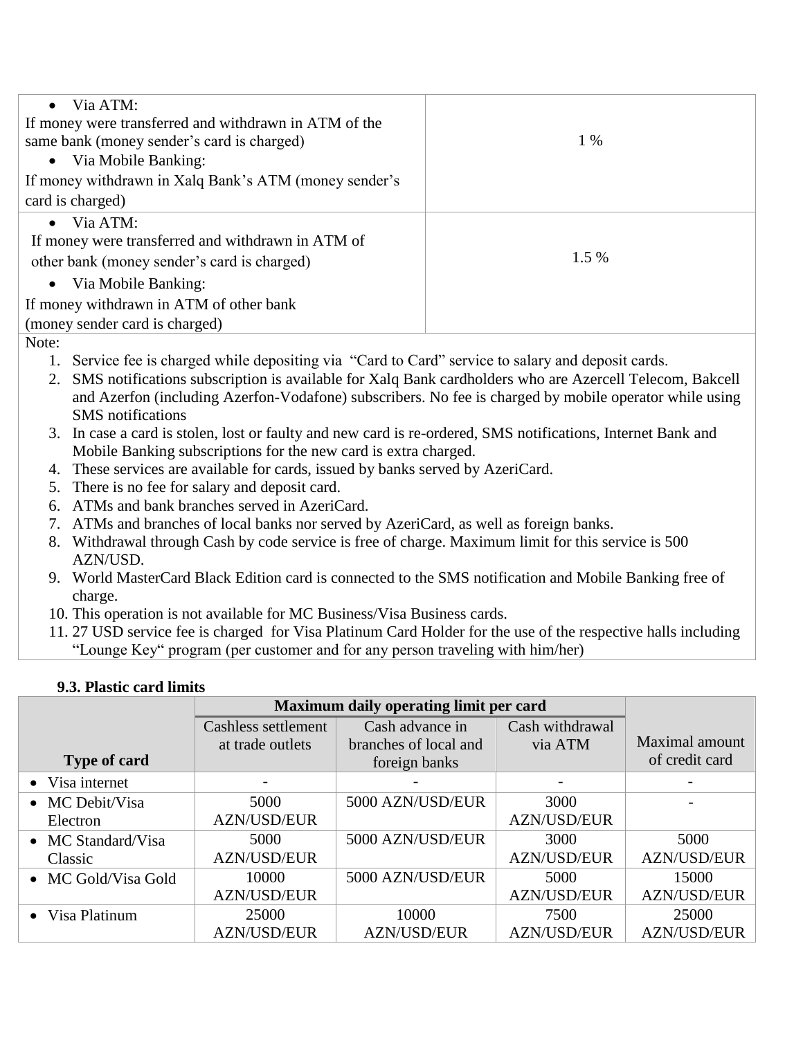| | |
|---|---|
| • Via ATM:<br>If money were transferred and withdrawn in ATM of the same bank (money sender's card is charged)<br>• Via Mobile Banking:<br>If money withdrawn in Xalq Bank's ATM (money sender's card is charged) | 1 % |
| • Via ATM:<br>If money were transferred and withdrawn in ATM of other bank (money sender's card is charged)<br>• Via Mobile Banking:<br>If money withdrawn in ATM of other bank (money sender card is charged) | 1.5 % |

Note:

1. Service fee is charged while depositing via "Card to Card" service to salary and deposit cards.
2. SMS notifications subscription is available for Xalq Bank cardholders who are Azercell Telecom, Bakcell and Azerfon (including Azerfon-Vodafone) subscribers. No fee is charged by mobile operator while using SMS notifications
3. In case a card is stolen, lost or faulty and new card is re-ordered, SMS notifications, Internet Bank and Mobile Banking subscriptions for the new card is extra charged.
4. These services are available for cards, issued by banks served by AzeriCard.
5. There is no fee for salary and deposit card.
6. ATMs and bank branches served in AzeriCard.
7. ATMs and branches of local banks nor served by AzeriCard, as well as foreign banks.
8. Withdrawal through Cash by code service is free of charge. Maximum limit for this service is 500 AZN/USD.
9. World MasterCard Black Edition card is connected to the SMS notification and Mobile Banking free of charge.
10. This operation is not available for MC Business/Visa Business cards.
11. 27 USD service fee is charged for Visa Platinum Card Holder for the use of the respective halls including "Lounge Key" program (per customer and for any person traveling with him/her)

**9.3. Plastic card limits**

| Type of card | Maximum daily operating limit per card | | | Maximal amount of credit card |
|---|---|---|---|---|
| | Cashless settlement at trade outlets | Cash advance in branches of local and foreign banks | Cash withdrawal via ATM | |
| • Visa internet | - | - | - | - |
| • MC Debit/Visa Electron | 5000 AZN/USD/EUR | 5000 AZN/USD/EUR | 3000 AZN/USD/EUR | - |
| • MC Standard/Visa Classic | 5000 AZN/USD/EUR | 5000 AZN/USD/EUR | 3000 AZN/USD/EUR | 5000 AZN/USD/EUR |
| • MC Gold/Visa Gold | 10000 AZN/USD/EUR | 5000 AZN/USD/EUR | 5000 AZN/USD/EUR | 15000 AZN/USD/EUR |
| • Visa Platinum | 25000 AZN/USD/EUR | 10000 AZN/USD/EUR | 7500 AZN/USD/EUR | 25000 AZN/USD/EUR |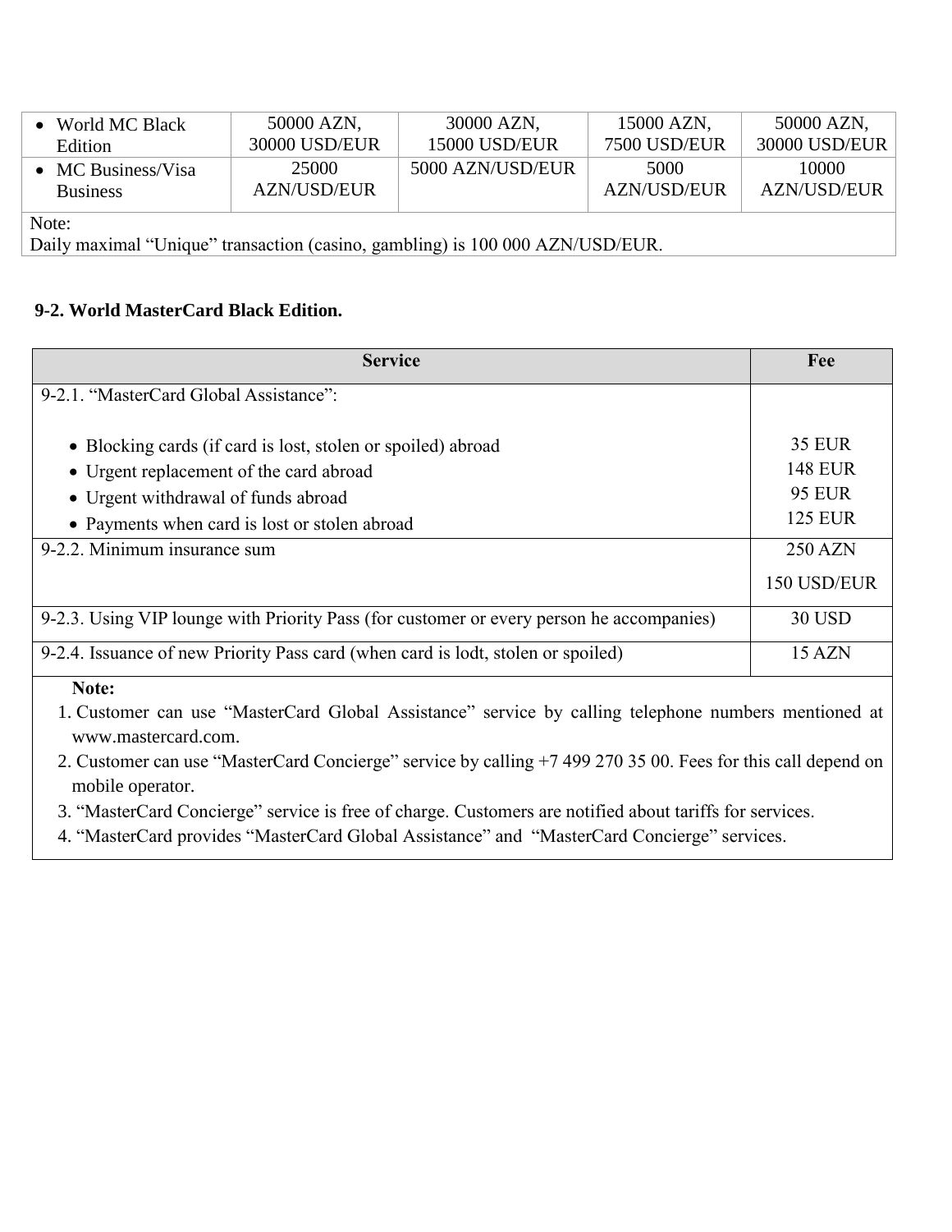| | | | | |
|---|---|---|---|---|
| • World MC Black Edition | 50000 AZN, 30000 USD/EUR | 30000 AZN, 15000 USD/EUR | 15000 AZN, 7500 USD/EUR | 50000 AZN, 30000 USD/EUR |
| • MC Business/Visa Business | 25000 AZN/USD/EUR | 5000 AZN/USD/EUR | 5000 AZN/USD/EUR | 10000 AZN/USD/EUR |
| Note: Daily maximal "Unique" transaction (casino, gambling) is 100 000 AZN/USD/EUR. | | | | |

**9-2. World MasterCard Black Edition.**

| Service | Fee |
|---|---|
| 9-2.1. "MasterCard Global Assistance":<br>• Blocking cards (if card is lost, stolen or spoiled) abroad<br>• Urgent replacement of the card abroad<br>• Urgent withdrawal of funds abroad<br>• Payments when card is lost or stolen abroad | <br>35 EUR<br>148 EUR<br>95 EUR<br>125 EUR |
| 9-2.2. Minimum insurance sum | 250 AZN<br>150 USD/EUR |
| 9-2.3. Using VIP lounge with Priority Pass (for customer or every person he accompanies) | 30 USD |
| 9-2.4. Issuance of new Priority Pass card (when card is lodt, stolen or spoiled) | 15 AZN |

**Note:**

1. Customer can use "MasterCard Global Assistance" service by calling telephone numbers mentioned at www.mastercard.com.
2. Customer can use "MasterCard Concierge" service by calling +7 499 270 35 00. Fees for this call depend on mobile operator.
3. "MasterCard Concierge" service is free of charge. Customers are notified about tariffs for services.
4. "MasterCard provides "MasterCard Global Assistance" and "MasterCard Concierge" services.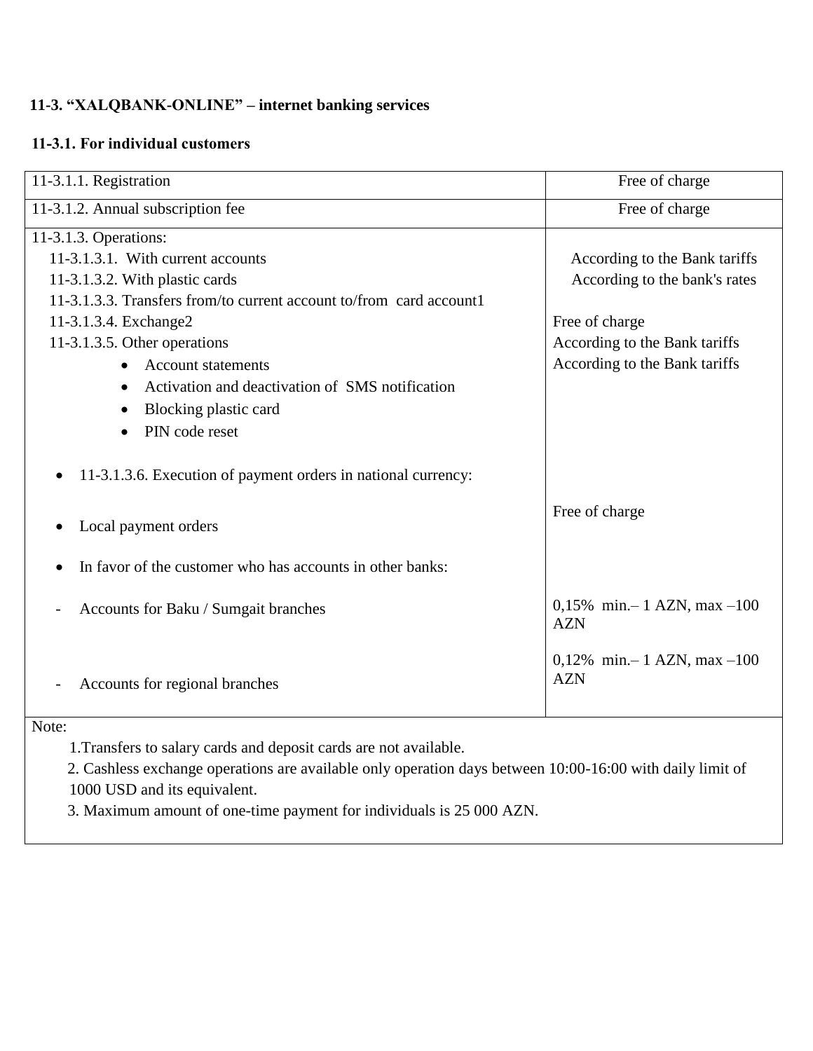**11-3. "XALQBANK-ONLINE" – internet banking services**

**11-3.1. For individual customers**

| 11-3.1.1. Registration | Free of charge |
|---|---|
| 11-3.1.2. Annual subscription fee | Free of charge |
| 11-3.1.3. Operations: | |
| 11-3.1.3.1. With current accounts | According to the Bank tariffs |
| 11-3.1.3.2. With plastic cards | According to the bank's rates |
| 11-3.1.3.3. Transfers from/to current account to/from card account1 | |
| 11-3.1.3.4. Exchange2 | Free of charge |
| 11-3.1.3.5. Other operations | According to the Bank tariffs |
| • Account statements | According to the Bank tariffs |
| • Activation and deactivation of SMS notification | |
| • Blocking plastic card | |
| • PIN code reset | |
| • 11-3.1.3.6. Execution of payment orders in national currency: | |
| • Local payment orders | Free of charge |
| • In favor of the customer who has accounts in other banks: | |
| - Accounts for Baku / Sumgait branches | 0,15% min.– 1 AZN, max –100 AZN |
| - Accounts for regional branches | 0,12% min.– 1 AZN, max –100 AZN |

Note:

1. Transfers to salary cards and deposit cards are not available.
2. Cashless exchange operations are available only operation days between 10:00-16:00 with daily limit of 1000 USD and its equivalent.
3. Maximum amount of one-time payment for individuals is 25 000 AZN.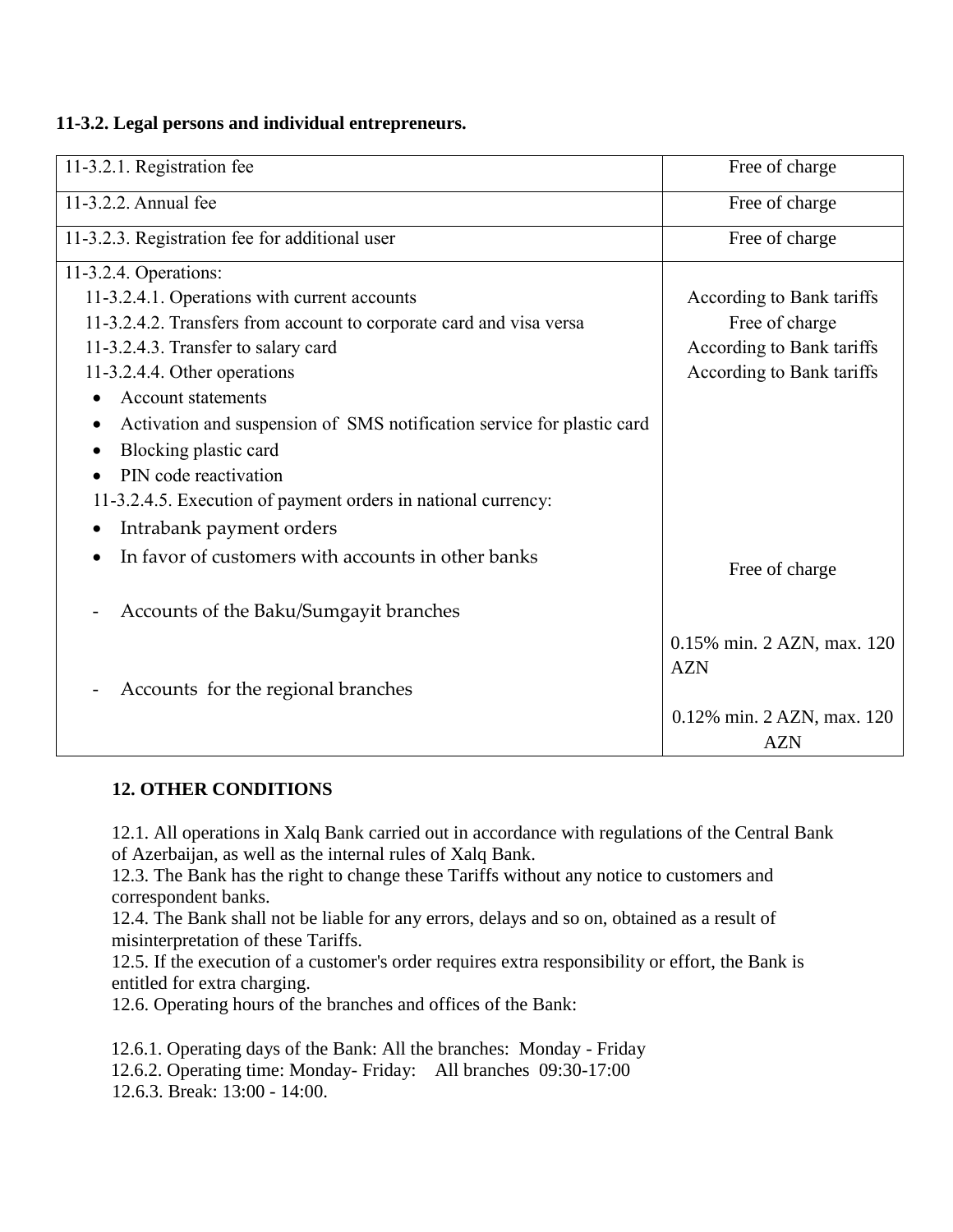**11-3.2. Legal persons and individual entrepreneurs.**

| | |
|---|---|
| 11-3.2.1. Registration fee | Free of charge |
| 11-3.2.2. Annual fee | Free of charge |
| 11-3.2.3. Registration fee for additional user | Free of charge |
| 11-3.2.4. Operations: | |
| 11-3.2.4.1. Operations with current accounts | According to Bank tariffs |
| 11-3.2.4.2. Transfers from account to corporate card and visa versa | Free of charge |
| 11-3.2.4.3. Transfer to salary card | According to Bank tariffs |
| 11-3.2.4.4. Other operations<br>• Account statements<br>• Activation and suspension of SMS notification service for plastic card<br>• Blocking plastic card<br>• PIN code reactivation | According to Bank tariffs |
| 11-3.2.4.5. Execution of payment orders in national currency: | |
| • Intrabank payment orders | Free of charge |
| • In favor of customers with accounts in other banks | |
| - Accounts of the Baku/Sumgayit branches | 0.15% min. 2 AZN, max. 120 AZN |
| - Accounts for the regional branches | 0.12% min. 2 AZN, max. 120 AZN |

**12. OTHER CONDITIONS**

12.1. All operations in Xalq Bank carried out in accordance with regulations of the Central Bank of Azerbaijan, as well as the internal rules of Xalq Bank.
12.3. The Bank has the right to change these Tariffs without any notice to customers and correspondent banks.
12.4. The Bank shall not be liable for any errors, delays and so on, obtained as a result of misinterpretation of these Tariffs.
12.5. If the execution of a customer's order requires extra responsibility or effort, the Bank is entitled for extra charging.
12.6. Operating hours of the branches and offices of the Bank:

12.6.1. Operating days of the Bank: All the branches: Monday - Friday
12.6.2. Operating time: Monday- Friday: All branches 09:30-17:00
12.6.3. Break: 13:00 - 14:00.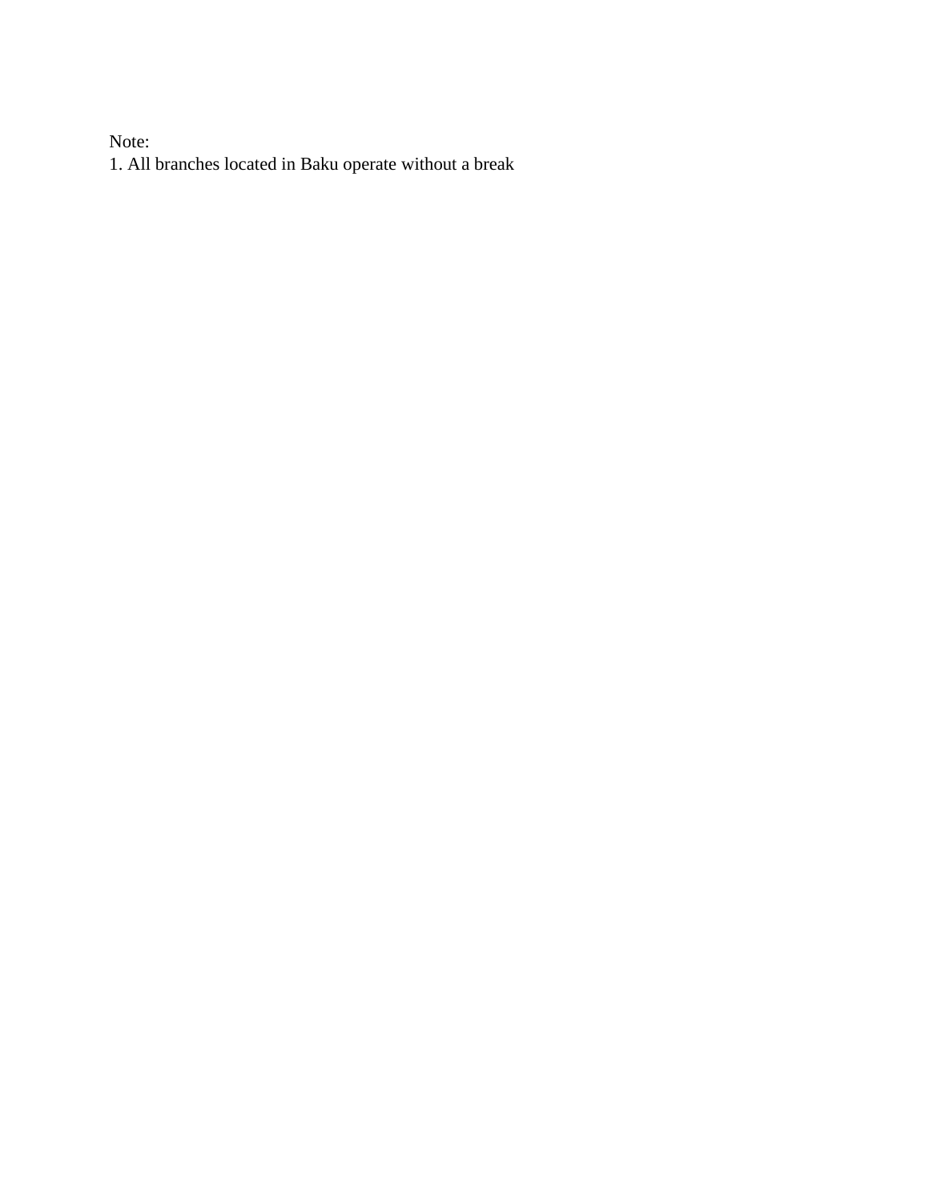Note:

1. All branches located in Baku operate without a break